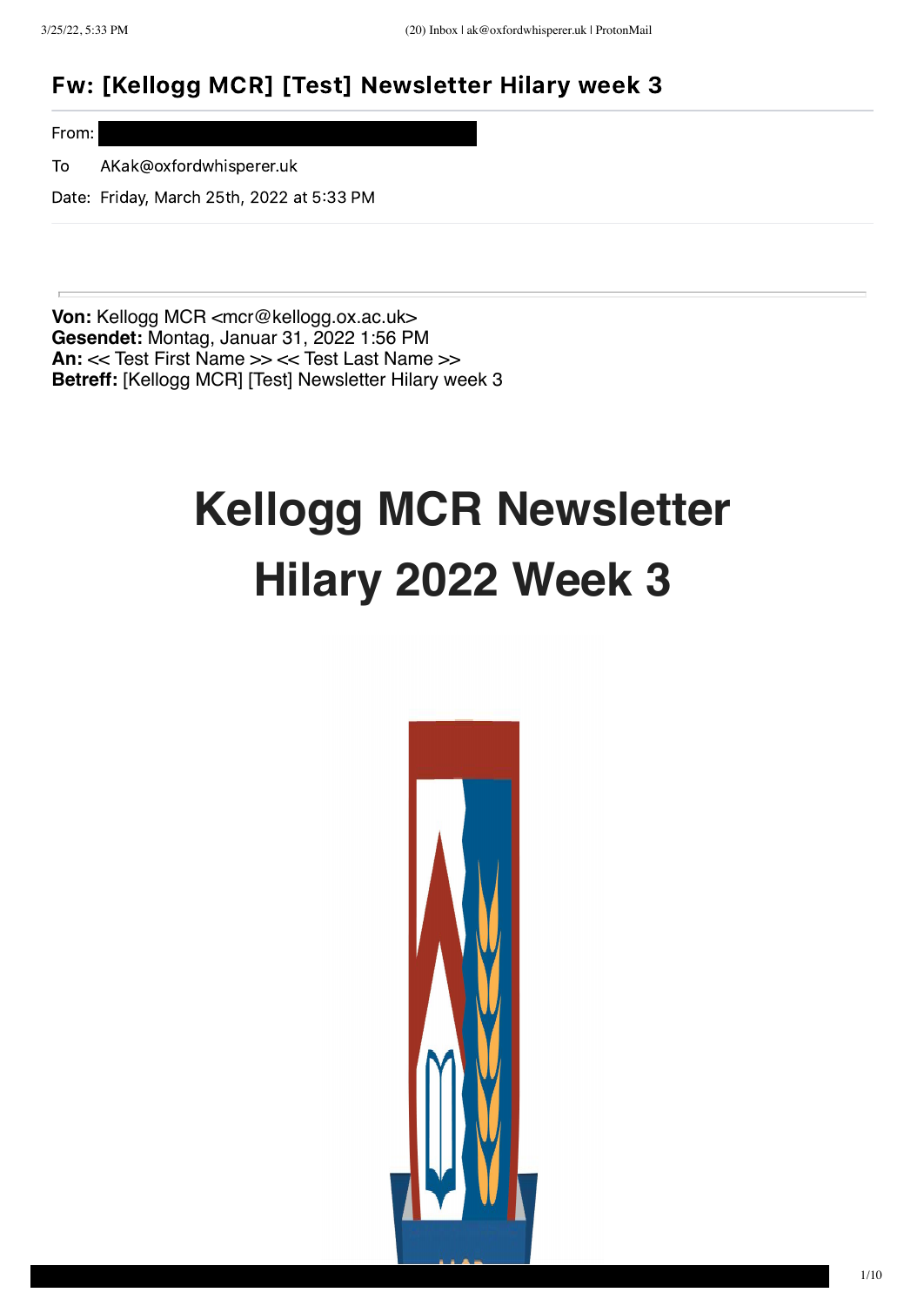## Fw: [Kellogg MCR] [Test] Newsletter Hilary week 3

From:

To AKak@oxfordwhisperer.uk

Date: Friday, March 25th, 2022 at 5:33 PM

---

**Von:** Kellogg MCR <mcr@kellogg.ox.ac.uk>
**Gesendet:** Montag, Januar 31, 2022 1:56 PM
**An:** << Test First Name >> << Test Last Name >>
**Betreff:** [Kellogg MCR] [Test] Newsletter Hilary week 3

# Kellogg MCR Newsletter Hilary 2022 Week 3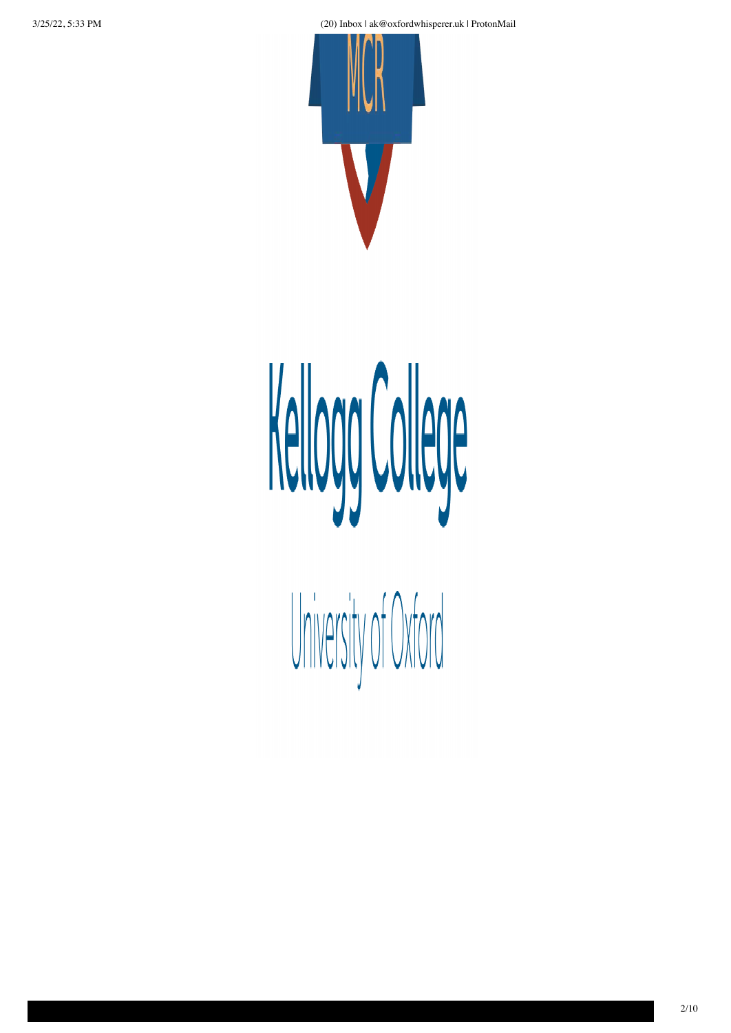MCR

# Kellogg College

University of Oxford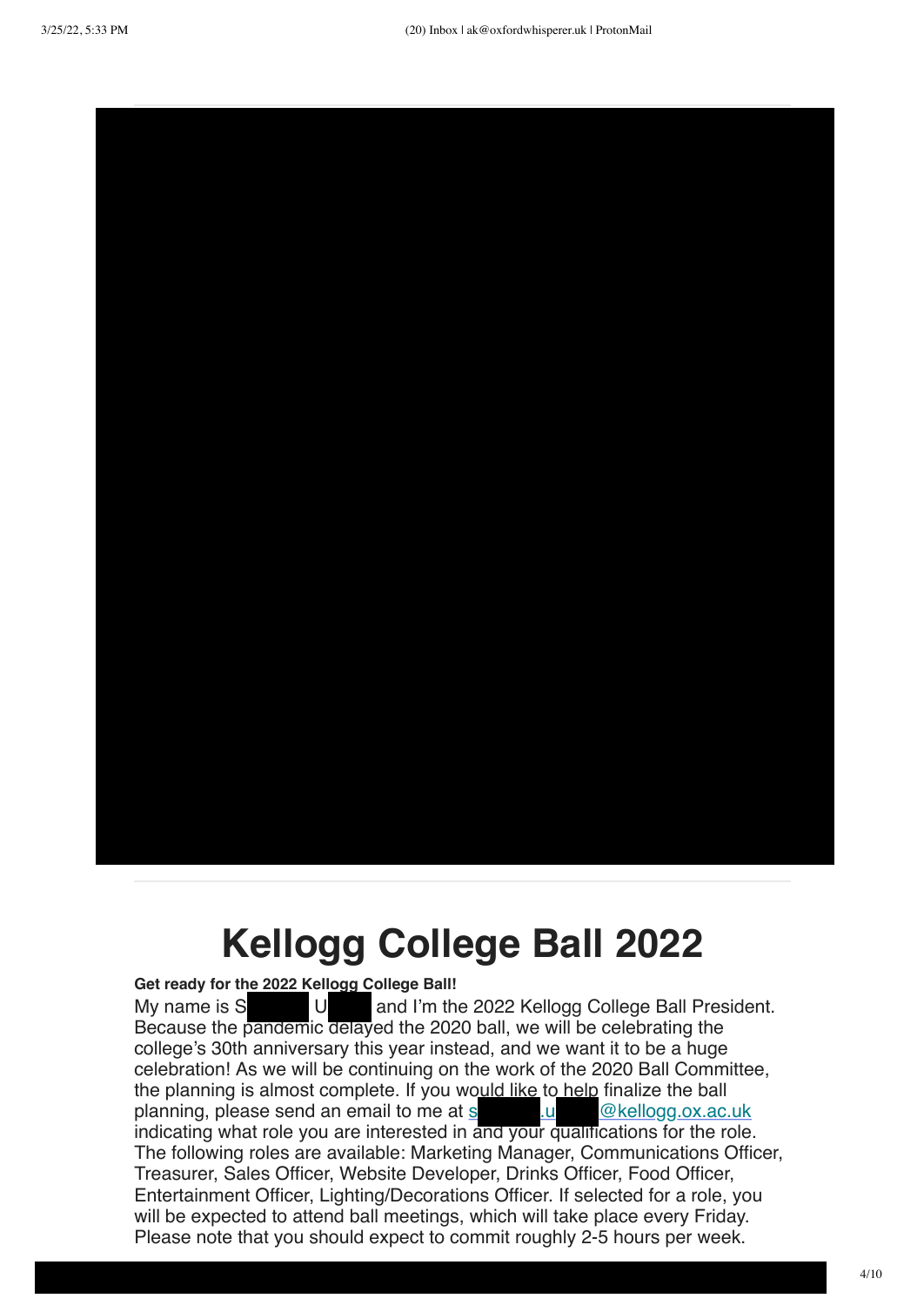# Kellogg College Ball 2022

**Get ready for the 2022 Kellogg College Ball!**

My name is S███ U███ and I'm the 2022 Kellogg College Ball President. Because the pandemic delayed the 2020 ball, we will be celebrating the college's 30th anniversary this year instead, and we want it to be a huge celebration! As we will be continuing on the work of the 2020 Ball Committee, the planning is almost complete. If you would like to help finalize the ball planning, please send an email to me at s███.u███@kellogg.ox.ac.uk indicating what role you are interested in and your qualifications for the role. The following roles are available: Marketing Manager, Communications Officer, Treasurer, Sales Officer, Website Developer, Drinks Officer, Food Officer, Entertainment Officer, Lighting/Decorations Officer. If selected for a role, you will be expected to attend ball meetings, which will take place every Friday. Please note that you should expect to commit roughly 2-5 hours per week.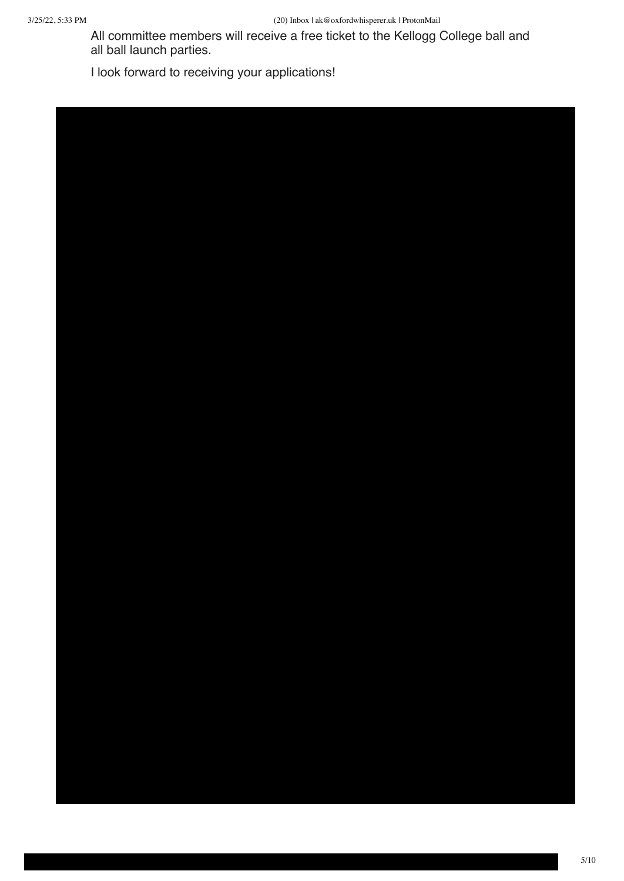All committee members will receive a free ticket to the Kellogg College ball and all ball launch parties.

I look forward to receiving your applications!